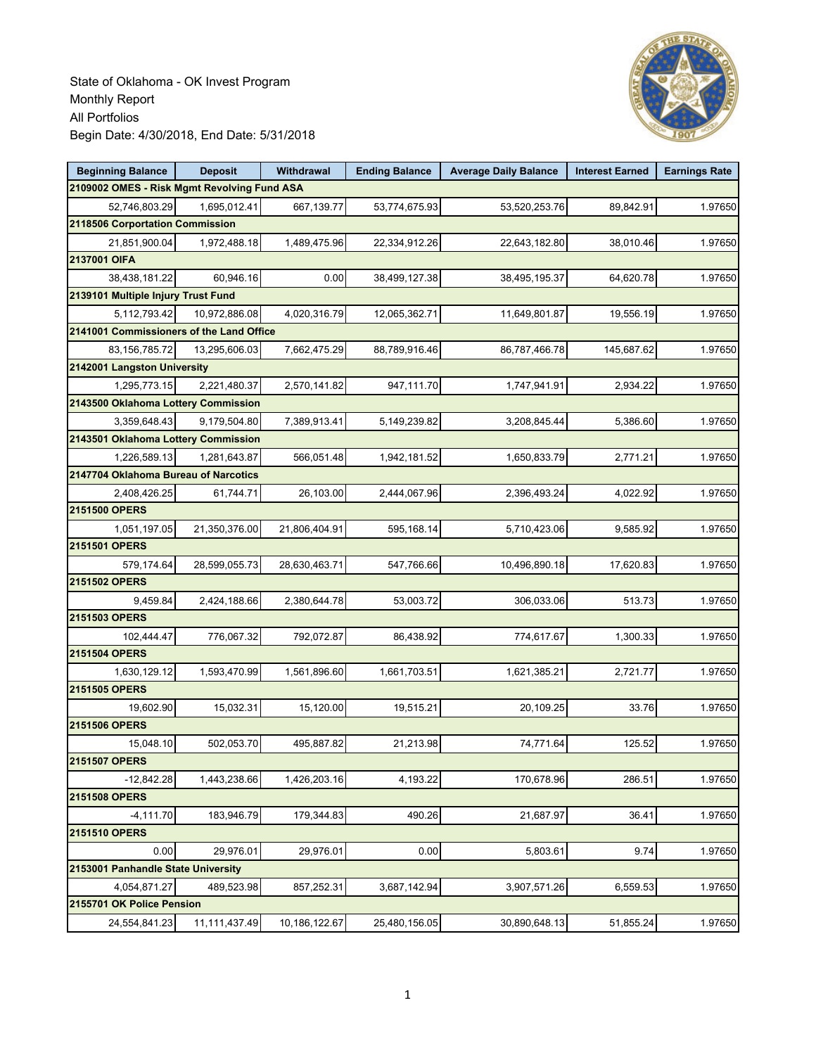State of Oklahoma - OK Invest Program
Monthly Report
All Portfolios
Begin Date: 4/30/2018, End Date: 5/31/2018

| Beginning Balance | Deposit | Withdrawal | Ending Balance | Average Daily Balance | Interest Earned | Earnings Rate |
|---|---|---|---|---|---|---|
| **2109002 OMES - Risk Mgmt Revolving Fund ASA** | | | | | | |
| 52,746,803.29 | 1,695,012.41 | 667,139.77 | 53,774,675.93 | 53,520,253.76 | 89,842.91 | 1.97650 |
| **2118506 Corportation Commission** | | | | | | |
| 21,851,900.04 | 1,972,488.18 | 1,489,475.96 | 22,334,912.26 | 22,643,182.80 | 38,010.46 | 1.97650 |
| **2137001 OIFA** | | | | | | |
| 38,438,181.22 | 60,946.16 | 0.00 | 38,499,127.38 | 38,495,195.37 | 64,620.78 | 1.97650 |
| **2139101 Multiple Injury Trust Fund** | | | | | | |
| 5,112,793.42 | 10,972,886.08 | 4,020,316.79 | 12,065,362.71 | 11,649,801.87 | 19,556.19 | 1.97650 |
| **2141001 Commissioners of the Land Office** | | | | | | |
| 83,156,785.72 | 13,295,606.03 | 7,662,475.29 | 88,789,916.46 | 86,787,466.78 | 145,687.62 | 1.97650 |
| **2142001 Langston University** | | | | | | |
| 1,295,773.15 | 2,221,480.37 | 2,570,141.82 | 947,111.70 | 1,747,941.91 | 2,934.22 | 1.97650 |
| **2143500 Oklahoma Lottery Commission** | | | | | | |
| 3,359,648.43 | 9,179,504.80 | 7,389,913.41 | 5,149,239.82 | 3,208,845.44 | 5,386.60 | 1.97650 |
| **2143501 Oklahoma Lottery Commission** | | | | | | |
| 1,226,589.13 | 1,281,643.87 | 566,051.48 | 1,942,181.52 | 1,650,833.79 | 2,771.21 | 1.97650 |
| **2147704 Oklahoma Bureau of Narcotics** | | | | | | |
| 2,408,426.25 | 61,744.71 | 26,103.00 | 2,444,067.96 | 2,396,493.24 | 4,022.92 | 1.97650 |
| **2151500 OPERS** | | | | | | |
| 1,051,197.05 | 21,350,376.00 | 21,806,404.91 | 595,168.14 | 5,710,423.06 | 9,585.92 | 1.97650 |
| **2151501 OPERS** | | | | | | |
| 579,174.64 | 28,599,055.73 | 28,630,463.71 | 547,766.66 | 10,496,890.18 | 17,620.83 | 1.97650 |
| **2151502 OPERS** | | | | | | |
| 9,459.84 | 2,424,188.66 | 2,380,644.78 | 53,003.72 | 306,033.06 | 513.73 | 1.97650 |
| **2151503 OPERS** | | | | | | |
| 102,444.47 | 776,067.32 | 792,072.87 | 86,438.92 | 774,617.67 | 1,300.33 | 1.97650 |
| **2151504 OPERS** | | | | | | |
| 1,630,129.12 | 1,593,470.99 | 1,561,896.60 | 1,661,703.51 | 1,621,385.21 | 2,721.77 | 1.97650 |
| **2151505 OPERS** | | | | | | |
| 19,602.90 | 15,032.31 | 15,120.00 | 19,515.21 | 20,109.25 | 33.76 | 1.97650 |
| **2151506 OPERS** | | | | | | |
| 15,048.10 | 502,053.70 | 495,887.82 | 21,213.98 | 74,771.64 | 125.52 | 1.97650 |
| **2151507 OPERS** | | | | | | |
| -12,842.28 | 1,443,238.66 | 1,426,203.16 | 4,193.22 | 170,678.96 | 286.51 | 1.97650 |
| **2151508 OPERS** | | | | | | |
| -4,111.70 | 183,946.79 | 179,344.83 | 490.26 | 21,687.97 | 36.41 | 1.97650 |
| **2151510 OPERS** | | | | | | |
| 0.00 | 29,976.01 | 29,976.01 | 0.00 | 5,803.61 | 9.74 | 1.97650 |
| **2153001 Panhandle State University** | | | | | | |
| 4,054,871.27 | 489,523.98 | 857,252.31 | 3,687,142.94 | 3,907,571.26 | 6,559.53 | 1.97650 |
| **2155701 OK Police Pension** | | | | | | |
| 24,554,841.23 | 11,111,437.49 | 10,186,122.67 | 25,480,156.05 | 30,890,648.13 | 51,855.24 | 1.97650 |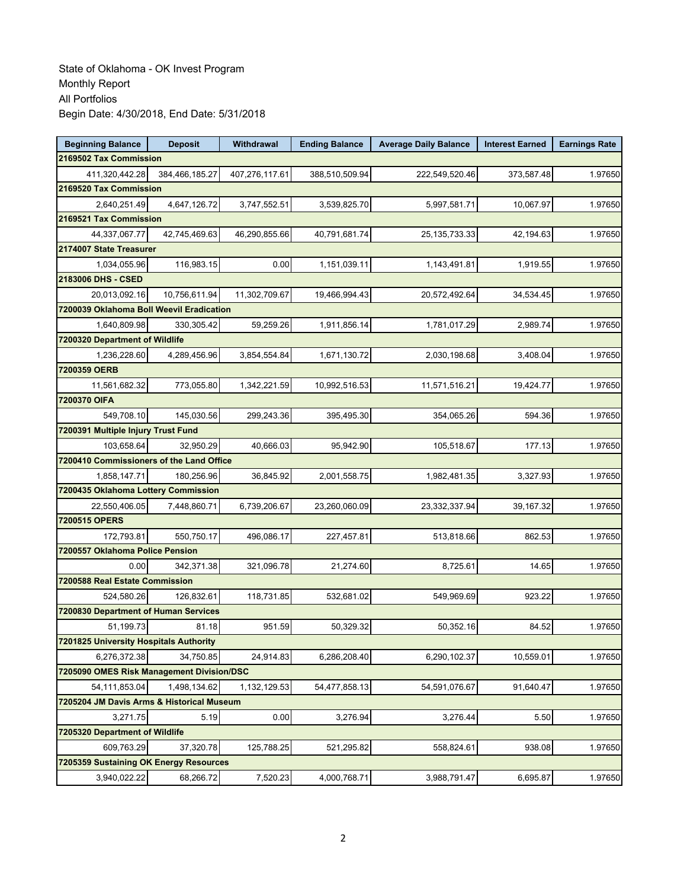State of Oklahoma - OK Invest Program
Monthly Report
All Portfolios
Begin Date: 4/30/2018, End Date: 5/31/2018

| Beginning Balance | Deposit | Withdrawal | Ending Balance | Average Daily Balance | Interest Earned | Earnings Rate |
|---|---|---|---|---|---|---|
| **2169502 Tax Commission** | | | | | | |
| 411,320,442.28 | 384,466,185.27 | 407,276,117.61 | 388,510,509.94 | 222,549,520.46 | 373,587.48 | 1.97650 |
| **2169520 Tax Commission** | | | | | | |
| 2,640,251.49 | 4,647,126.72 | 3,747,552.51 | 3,539,825.70 | 5,997,581.71 | 10,067.97 | 1.97650 |
| **2169521 Tax Commission** | | | | | | |
| 44,337,067.77 | 42,745,469.63 | 46,290,855.66 | 40,791,681.74 | 25,135,733.33 | 42,194.63 | 1.97650 |
| **2174007 State Treasurer** | | | | | | |
| 1,034,055.96 | 116,983.15 | 0.00 | 1,151,039.11 | 1,143,491.81 | 1,919.55 | 1.97650 |
| **2183006 DHS - CSED** | | | | | | |
| 20,013,092.16 | 10,756,611.94 | 11,302,709.67 | 19,466,994.43 | 20,572,492.64 | 34,534.45 | 1.97650 |
| **7200039 Oklahoma Boll Weevil Eradication** | | | | | | |
| 1,640,809.98 | 330,305.42 | 59,259.26 | 1,911,856.14 | 1,781,017.29 | 2,989.74 | 1.97650 |
| **7200320 Department of Wildlife** | | | | | | |
| 1,236,228.60 | 4,289,456.96 | 3,854,554.84 | 1,671,130.72 | 2,030,198.68 | 3,408.04 | 1.97650 |
| **7200359 OERB** | | | | | | |
| 11,561,682.32 | 773,055.80 | 1,342,221.59 | 10,992,516.53 | 11,571,516.21 | 19,424.77 | 1.97650 |
| **7200370 OIFA** | | | | | | |
| 549,708.10 | 145,030.56 | 299,243.36 | 395,495.30 | 354,065.26 | 594.36 | 1.97650 |
| **7200391 Multiple Injury Trust Fund** | | | | | | |
| 103,658.64 | 32,950.29 | 40,666.03 | 95,942.90 | 105,518.67 | 177.13 | 1.97650 |
| **7200410 Commissioners of the Land Office** | | | | | | |
| 1,858,147.71 | 180,256.96 | 36,845.92 | 2,001,558.75 | 1,982,481.35 | 3,327.93 | 1.97650 |
| **7200435 Oklahoma Lottery Commission** | | | | | | |
| 22,550,406.05 | 7,448,860.71 | 6,739,206.67 | 23,260,060.09 | 23,332,337.94 | 39,167.32 | 1.97650 |
| **7200515 OPERS** | | | | | | |
| 172,793.81 | 550,750.17 | 496,086.17 | 227,457.81 | 513,818.66 | 862.53 | 1.97650 |
| **7200557 Oklahoma Police Pension** | | | | | | |
| 0.00 | 342,371.38 | 321,096.78 | 21,274.60 | 8,725.61 | 14.65 | 1.97650 |
| **7200588 Real Estate Commission** | | | | | | |
| 524,580.26 | 126,832.61 | 118,731.85 | 532,681.02 | 549,969.69 | 923.22 | 1.97650 |
| **7200830 Department of Human Services** | | | | | | |
| 51,199.73 | 81.18 | 951.59 | 50,329.32 | 50,352.16 | 84.52 | 1.97650 |
| **7201825 University Hospitals Authority** | | | | | | |
| 6,276,372.38 | 34,750.85 | 24,914.83 | 6,286,208.40 | 6,290,102.37 | 10,559.01 | 1.97650 |
| **7205090 OMES Risk Management Division/DSC** | | | | | | |
| 54,111,853.04 | 1,498,134.62 | 1,132,129.53 | 54,477,858.13 | 54,591,076.67 | 91,640.47 | 1.97650 |
| **7205204 JM Davis Arms & Historical Museum** | | | | | | |
| 3,271.75 | 5.19 | 0.00 | 3,276.94 | 3,276.44 | 5.50 | 1.97650 |
| **7205320 Department of Wildlife** | | | | | | |
| 609,763.29 | 37,320.78 | 125,788.25 | 521,295.82 | 558,824.61 | 938.08 | 1.97650 |
| **7205359 Sustaining OK Energy Resources** | | | | | | |
| 3,940,022.22 | 68,266.72 | 7,520.23 | 4,000,768.71 | 3,988,791.47 | 6,695.87 | 1.97650 |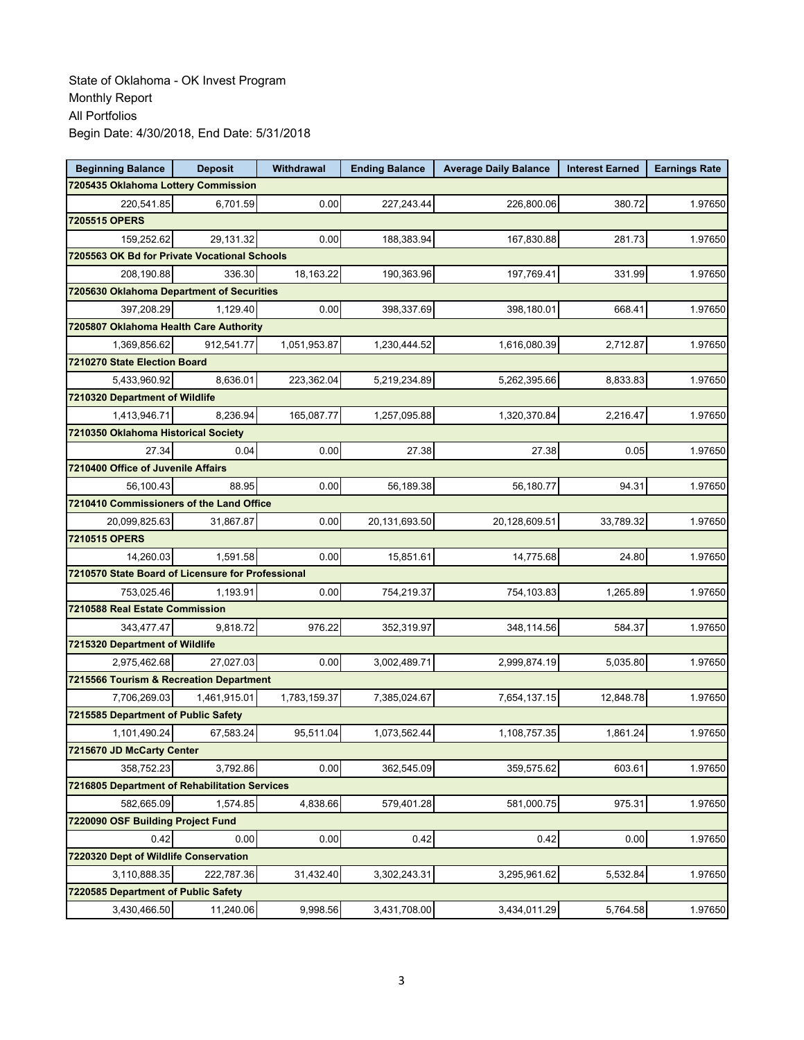State of Oklahoma - OK Invest Program
Monthly Report
All Portfolios
Begin Date: 4/30/2018, End Date: 5/31/2018

| Beginning Balance | Deposit | Withdrawal | Ending Balance | Average Daily Balance | Interest Earned | Earnings Rate |
|---|---|---|---|---|---|---|
| **7205435 Oklahoma Lottery Commission** | | | | | | |
| 220,541.85 | 6,701.59 | 0.00 | 227,243.44 | 226,800.06 | 380.72 | 1.97650 |
| **7205515 OPERS** | | | | | | |
| 159,252.62 | 29,131.32 | 0.00 | 188,383.94 | 167,830.88 | 281.73 | 1.97650 |
| **7205563 OK Bd for Private Vocational Schools** | | | | | | |
| 208,190.88 | 336.30 | 18,163.22 | 190,363.96 | 197,769.41 | 331.99 | 1.97650 |
| **7205630 Oklahoma Department of Securities** | | | | | | |
| 397,208.29 | 1,129.40 | 0.00 | 398,337.69 | 398,180.01 | 668.41 | 1.97650 |
| **7205807 Oklahoma Health Care Authority** | | | | | | |
| 1,369,856.62 | 912,541.77 | 1,051,953.87 | 1,230,444.52 | 1,616,080.39 | 2,712.87 | 1.97650 |
| **7210270 State Election Board** | | | | | | |
| 5,433,960.92 | 8,636.01 | 223,362.04 | 5,219,234.89 | 5,262,395.66 | 8,833.83 | 1.97650 |
| **7210320 Department of Wildlife** | | | | | | |
| 1,413,946.71 | 8,236.94 | 165,087.77 | 1,257,095.88 | 1,320,370.84 | 2,216.47 | 1.97650 |
| **7210350 Oklahoma Historical Society** | | | | | | |
| 27.34 | 0.04 | 0.00 | 27.38 | 27.38 | 0.05 | 1.97650 |
| **7210400 Office of Juvenile Affairs** | | | | | | |
| 56,100.43 | 88.95 | 0.00 | 56,189.38 | 56,180.77 | 94.31 | 1.97650 |
| **7210410 Commissioners of the Land Office** | | | | | | |
| 20,099,825.63 | 31,867.87 | 0.00 | 20,131,693.50 | 20,128,609.51 | 33,789.32 | 1.97650 |
| **7210515 OPERS** | | | | | | |
| 14,260.03 | 1,591.58 | 0.00 | 15,851.61 | 14,775.68 | 24.80 | 1.97650 |
| **7210570 State Board of Licensure for Professional** | | | | | | |
| 753,025.46 | 1,193.91 | 0.00 | 754,219.37 | 754,103.83 | 1,265.89 | 1.97650 |
| **7210588 Real Estate Commission** | | | | | | |
| 343,477.47 | 9,818.72 | 976.22 | 352,319.97 | 348,114.56 | 584.37 | 1.97650 |
| **7215320 Department of Wildlife** | | | | | | |
| 2,975,462.68 | 27,027.03 | 0.00 | 3,002,489.71 | 2,999,874.19 | 5,035.80 | 1.97650 |
| **7215566 Tourism & Recreation Department** | | | | | | |
| 7,706,269.03 | 1,461,915.01 | 1,783,159.37 | 7,385,024.67 | 7,654,137.15 | 12,848.78 | 1.97650 |
| **7215585 Department of Public Safety** | | | | | | |
| 1,101,490.24 | 67,583.24 | 95,511.04 | 1,073,562.44 | 1,108,757.35 | 1,861.24 | 1.97650 |
| **7215670 JD McCarty Center** | | | | | | |
| 358,752.23 | 3,792.86 | 0.00 | 362,545.09 | 359,575.62 | 603.61 | 1.97650 |
| **7216805 Department of Rehabilitation Services** | | | | | | |
| 582,665.09 | 1,574.85 | 4,838.66 | 579,401.28 | 581,000.75 | 975.31 | 1.97650 |
| **7220090 OSF Building Project Fund** | | | | | | |
| 0.42 | 0.00 | 0.00 | 0.42 | 0.42 | 0.00 | 1.97650 |
| **7220320 Dept of Wildlife Conservation** | | | | | | |
| 3,110,888.35 | 222,787.36 | 31,432.40 | 3,302,243.31 | 3,295,961.62 | 5,532.84 | 1.97650 |
| **7220585 Department of Public Safety** | | | | | | |
| 3,430,466.50 | 11,240.06 | 9,998.56 | 3,431,708.00 | 3,434,011.29 | 5,764.58 | 1.97650 |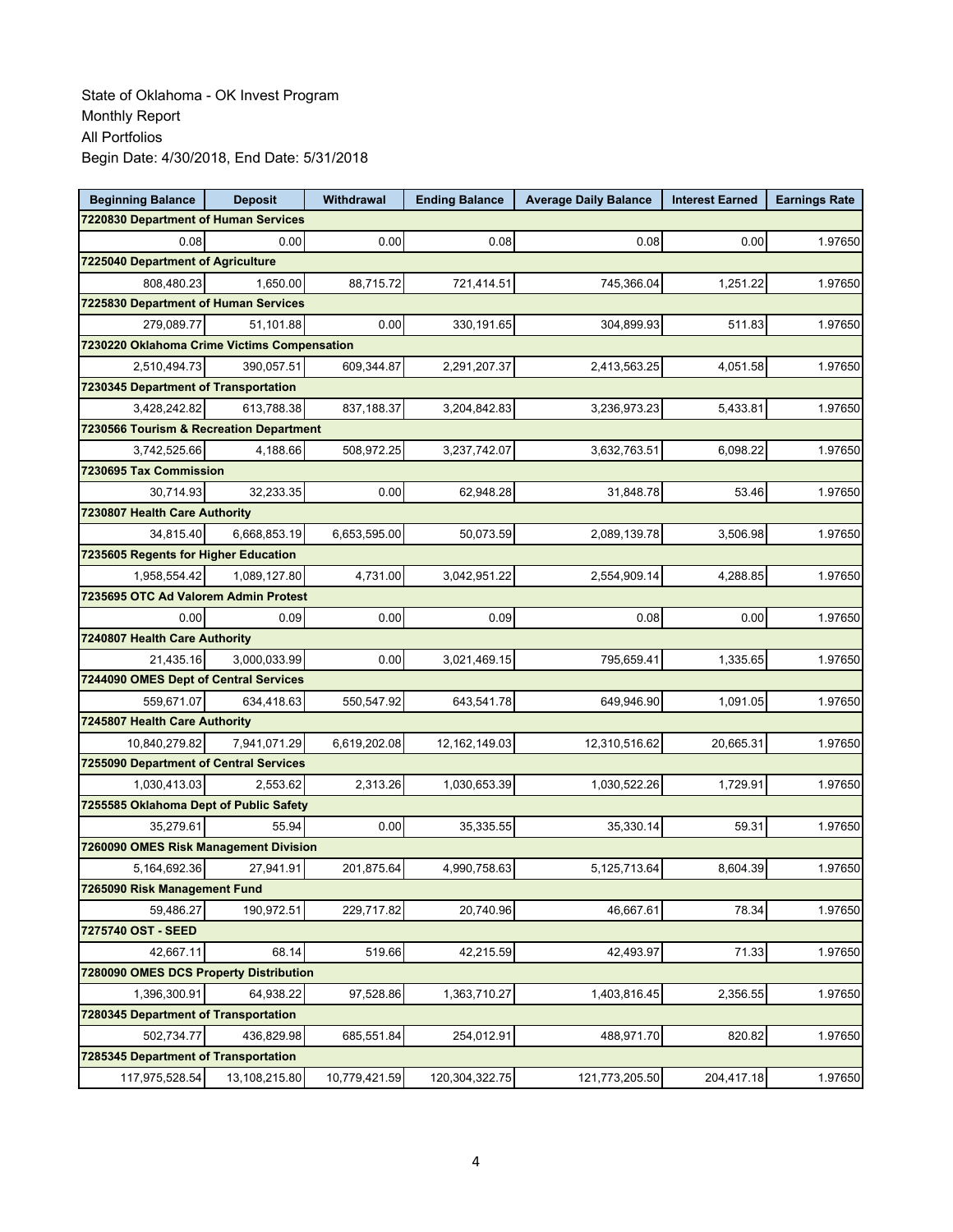State of Oklahoma - OK Invest Program
Monthly Report
All Portfolios
Begin Date: 4/30/2018, End Date: 5/31/2018

| Beginning Balance | Deposit | Withdrawal | Ending Balance | Average Daily Balance | Interest Earned | Earnings Rate |
|---|---|---|---|---|---|---|
| **7220830 Department of Human Services** | | | | | | |
| 0.08 | 0.00 | 0.00 | 0.08 | 0.08 | 0.00 | 1.97650 |
| **7225040 Department of Agriculture** | | | | | | |
| 808,480.23 | 1,650.00 | 88,715.72 | 721,414.51 | 745,366.04 | 1,251.22 | 1.97650 |
| **7225830 Department of Human Services** | | | | | | |
| 279,089.77 | 51,101.88 | 0.00 | 330,191.65 | 304,899.93 | 511.83 | 1.97650 |
| **7230220 Oklahoma Crime Victims Compensation** | | | | | | |
| 2,510,494.73 | 390,057.51 | 609,344.87 | 2,291,207.37 | 2,413,563.25 | 4,051.58 | 1.97650 |
| **7230345 Department of Transportation** | | | | | | |
| 3,428,242.82 | 613,788.38 | 837,188.37 | 3,204,842.83 | 3,236,973.23 | 5,433.81 | 1.97650 |
| **7230566 Tourism & Recreation Department** | | | | | | |
| 3,742,525.66 | 4,188.66 | 508,972.25 | 3,237,742.07 | 3,632,763.51 | 6,098.22 | 1.97650 |
| **7230695 Tax Commission** | | | | | | |
| 30,714.93 | 32,233.35 | 0.00 | 62,948.28 | 31,848.78 | 53.46 | 1.97650 |
| **7230807 Health Care Authority** | | | | | | |
| 34,815.40 | 6,668,853.19 | 6,653,595.00 | 50,073.59 | 2,089,139.78 | 3,506.98 | 1.97650 |
| **7235605 Regents for Higher Education** | | | | | | |
| 1,958,554.42 | 1,089,127.80 | 4,731.00 | 3,042,951.22 | 2,554,909.14 | 4,288.85 | 1.97650 |
| **7235695 OTC Ad Valorem Admin Protest** | | | | | | |
| 0.00 | 0.09 | 0.00 | 0.09 | 0.08 | 0.00 | 1.97650 |
| **7240807 Health Care Authority** | | | | | | |
| 21,435.16 | 3,000,033.99 | 0.00 | 3,021,469.15 | 795,659.41 | 1,335.65 | 1.97650 |
| **7244090 OMES Dept of Central Services** | | | | | | |
| 559,671.07 | 634,418.63 | 550,547.92 | 643,541.78 | 649,946.90 | 1,091.05 | 1.97650 |
| **7245807 Health Care Authority** | | | | | | |
| 10,840,279.82 | 7,941,071.29 | 6,619,202.08 | 12,162,149.03 | 12,310,516.62 | 20,665.31 | 1.97650 |
| **7255090 Department of Central Services** | | | | | | |
| 1,030,413.03 | 2,553.62 | 2,313.26 | 1,030,653.39 | 1,030,522.26 | 1,729.91 | 1.97650 |
| **7255585 Oklahoma Dept of Public Safety** | | | | | | |
| 35,279.61 | 55.94 | 0.00 | 35,335.55 | 35,330.14 | 59.31 | 1.97650 |
| **7260090 OMES Risk Management Division** | | | | | | |
| 5,164,692.36 | 27,941.91 | 201,875.64 | 4,990,758.63 | 5,125,713.64 | 8,604.39 | 1.97650 |
| **7265090 Risk Management Fund** | | | | | | |
| 59,486.27 | 190,972.51 | 229,717.82 | 20,740.96 | 46,667.61 | 78.34 | 1.97650 |
| **7275740 OST - SEED** | | | | | | |
| 42,667.11 | 68.14 | 519.66 | 42,215.59 | 42,493.97 | 71.33 | 1.97650 |
| **7280090 OMES DCS Property Distribution** | | | | | | |
| 1,396,300.91 | 64,938.22 | 97,528.86 | 1,363,710.27 | 1,403,816.45 | 2,356.55 | 1.97650 |
| **7280345 Department of Transportation** | | | | | | |
| 502,734.77 | 436,829.98 | 685,551.84 | 254,012.91 | 488,971.70 | 820.82 | 1.97650 |
| **7285345 Department of Transportation** | | | | | | |
| 117,975,528.54 | 13,108,215.80 | 10,779,421.59 | 120,304,322.75 | 121,773,205.50 | 204,417.18 | 1.97650 |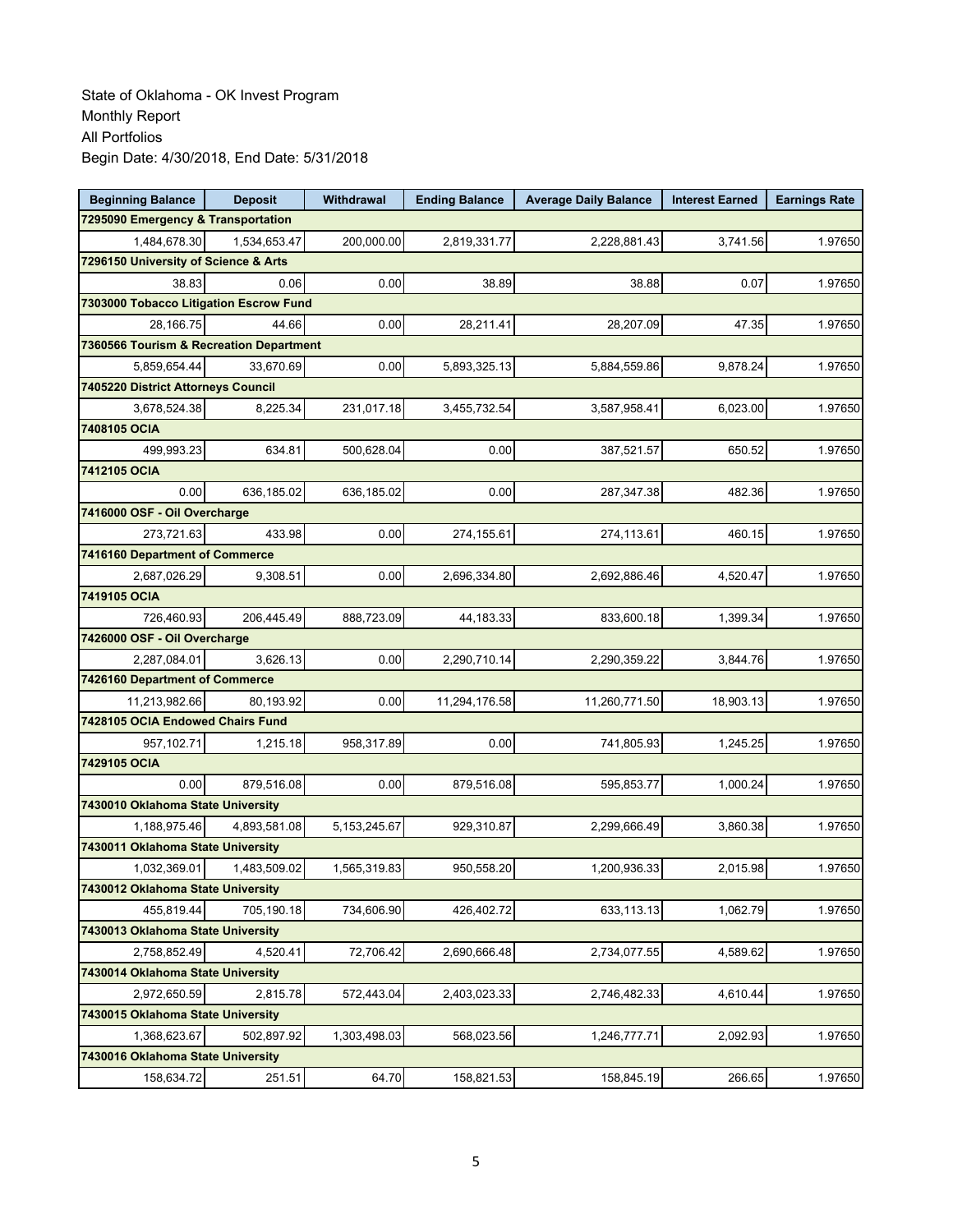State of Oklahoma - OK Invest Program
Monthly Report
All Portfolios
Begin Date: 4/30/2018, End Date: 5/31/2018

| Beginning Balance | Deposit | Withdrawal | Ending Balance | Average Daily Balance | Interest Earned | Earnings Rate |
|---|---|---|---|---|---|---|
| **7295090 Emergency & Transportation** | | | | | | |
| 1,484,678.30 | 1,534,653.47 | 200,000.00 | 2,819,331.77 | 2,228,881.43 | 3,741.56 | 1.97650 |
| **7296150 University of Science & Arts** | | | | | | |
| 38.83 | 0.06 | 0.00 | 38.89 | 38.88 | 0.07 | 1.97650 |
| **7303000 Tobacco Litigation Escrow Fund** | | | | | | |
| 28,166.75 | 44.66 | 0.00 | 28,211.41 | 28,207.09 | 47.35 | 1.97650 |
| **7360566 Tourism & Recreation Department** | | | | | | |
| 5,859,654.44 | 33,670.69 | 0.00 | 5,893,325.13 | 5,884,559.86 | 9,878.24 | 1.97650 |
| **7405220 District Attorneys Council** | | | | | | |
| 3,678,524.38 | 8,225.34 | 231,017.18 | 3,455,732.54 | 3,587,958.41 | 6,023.00 | 1.97650 |
| **7408105 OCIA** | | | | | | |
| 499,993.23 | 634.81 | 500,628.04 | 0.00 | 387,521.57 | 650.52 | 1.97650 |
| **7412105 OCIA** | | | | | | |
| 0.00 | 636,185.02 | 636,185.02 | 0.00 | 287,347.38 | 482.36 | 1.97650 |
| **7416000 OSF - Oil Overcharge** | | | | | | |
| 273,721.63 | 433.98 | 0.00 | 274,155.61 | 274,113.61 | 460.15 | 1.97650 |
| **7416160 Department of Commerce** | | | | | | |
| 2,687,026.29 | 9,308.51 | 0.00 | 2,696,334.80 | 2,692,886.46 | 4,520.47 | 1.97650 |
| **7419105 OCIA** | | | | | | |
| 726,460.93 | 206,445.49 | 888,723.09 | 44,183.33 | 833,600.18 | 1,399.34 | 1.97650 |
| **7426000 OSF - Oil Overcharge** | | | | | | |
| 2,287,084.01 | 3,626.13 | 0.00 | 2,290,710.14 | 2,290,359.22 | 3,844.76 | 1.97650 |
| **7426160 Department of Commerce** | | | | | | |
| 11,213,982.66 | 80,193.92 | 0.00 | 11,294,176.58 | 11,260,771.50 | 18,903.13 | 1.97650 |
| **7428105 OCIA Endowed Chairs Fund** | | | | | | |
| 957,102.71 | 1,215.18 | 958,317.89 | 0.00 | 741,805.93 | 1,245.25 | 1.97650 |
| **7429105 OCIA** | | | | | | |
| 0.00 | 879,516.08 | 0.00 | 879,516.08 | 595,853.77 | 1,000.24 | 1.97650 |
| **7430010 Oklahoma State University** | | | | | | |
| 1,188,975.46 | 4,893,581.08 | 5,153,245.67 | 929,310.87 | 2,299,666.49 | 3,860.38 | 1.97650 |
| **7430011 Oklahoma State University** | | | | | | |
| 1,032,369.01 | 1,483,509.02 | 1,565,319.83 | 950,558.20 | 1,200,936.33 | 2,015.98 | 1.97650 |
| **7430012 Oklahoma State University** | | | | | | |
| 455,819.44 | 705,190.18 | 734,606.90 | 426,402.72 | 633,113.13 | 1,062.79 | 1.97650 |
| **7430013 Oklahoma State University** | | | | | | |
| 2,758,852.49 | 4,520.41 | 72,706.42 | 2,690,666.48 | 2,734,077.55 | 4,589.62 | 1.97650 |
| **7430014 Oklahoma State University** | | | | | | |
| 2,972,650.59 | 2,815.78 | 572,443.04 | 2,403,023.33 | 2,746,482.33 | 4,610.44 | 1.97650 |
| **7430015 Oklahoma State University** | | | | | | |
| 1,368,623.67 | 502,897.92 | 1,303,498.03 | 568,023.56 | 1,246,777.71 | 2,092.93 | 1.97650 |
| **7430016 Oklahoma State University** | | | | | | |
| 158,634.72 | 251.51 | 64.70 | 158,821.53 | 158,845.19 | 266.65 | 1.97650 |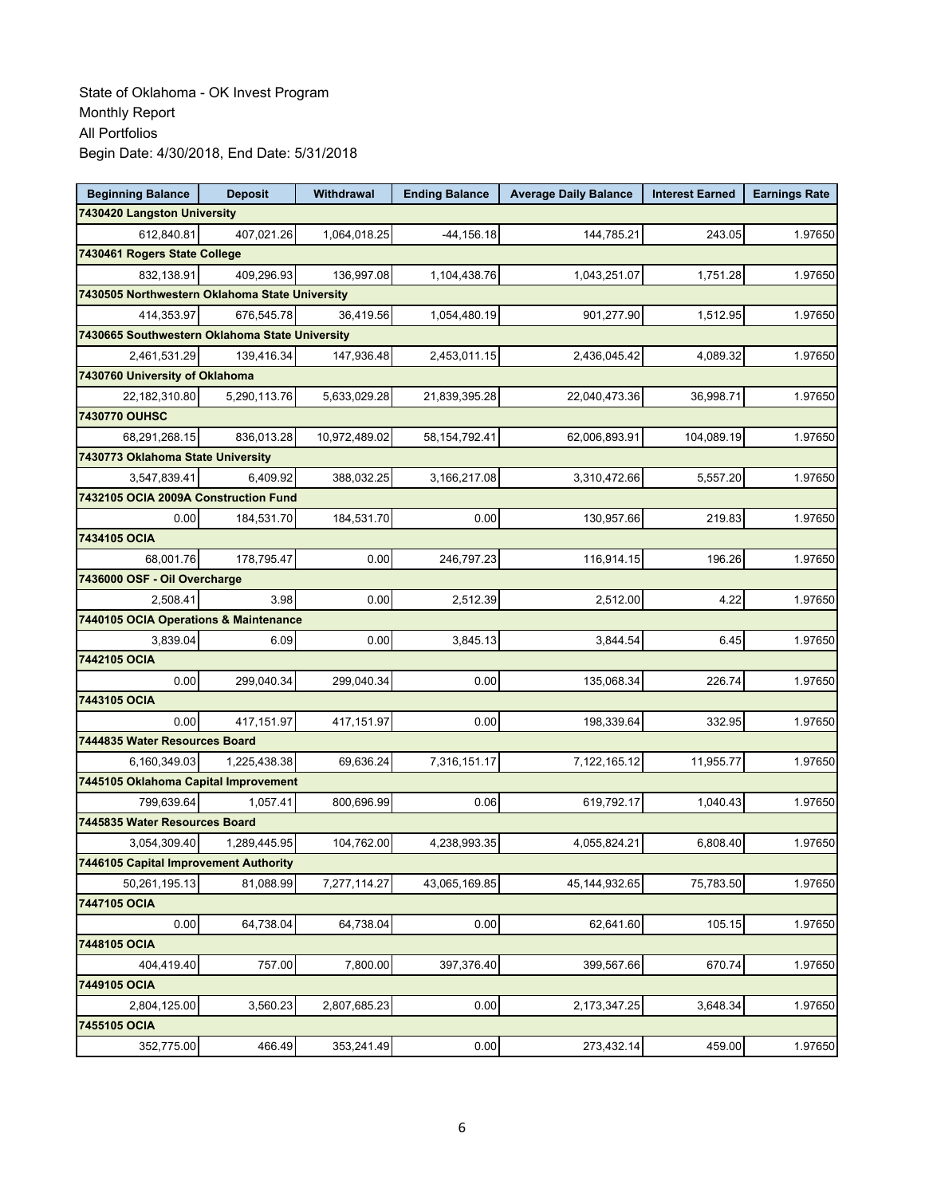State of Oklahoma - OK Invest Program
Monthly Report
All Portfolios
Begin Date: 4/30/2018, End Date: 5/31/2018

| Beginning Balance | Deposit | Withdrawal | Ending Balance | Average Daily Balance | Interest Earned | Earnings Rate |
|---|---|---|---|---|---|---|
| **7430420 Langston University** | | | | | | |
| 612,840.81 | 407,021.26 | 1,064,018.25 | -44,156.18 | 144,785.21 | 243.05 | 1.97650 |
| **7430461 Rogers State College** | | | | | | |
| 832,138.91 | 409,296.93 | 136,997.08 | 1,104,438.76 | 1,043,251.07 | 1,751.28 | 1.97650 |
| **7430505 Northwestern Oklahoma State University** | | | | | | |
| 414,353.97 | 676,545.78 | 36,419.56 | 1,054,480.19 | 901,277.90 | 1,512.95 | 1.97650 |
| **7430665 Southwestern Oklahoma State University** | | | | | | |
| 2,461,531.29 | 139,416.34 | 147,936.48 | 2,453,011.15 | 2,436,045.42 | 4,089.32 | 1.97650 |
| **7430760 University of Oklahoma** | | | | | | |
| 22,182,310.80 | 5,290,113.76 | 5,633,029.28 | 21,839,395.28 | 22,040,473.36 | 36,998.71 | 1.97650 |
| **7430770 OUHSC** | | | | | | |
| 68,291,268.15 | 836,013.28 | 10,972,489.02 | 58,154,792.41 | 62,006,893.91 | 104,089.19 | 1.97650 |
| **7430773 Oklahoma State University** | | | | | | |
| 3,547,839.41 | 6,409.92 | 388,032.25 | 3,166,217.08 | 3,310,472.66 | 5,557.20 | 1.97650 |
| **7432105 OCIA 2009A Construction Fund** | | | | | | |
| 0.00 | 184,531.70 | 184,531.70 | 0.00 | 130,957.66 | 219.83 | 1.97650 |
| **7434105 OCIA** | | | | | | |
| 68,001.76 | 178,795.47 | 0.00 | 246,797.23 | 116,914.15 | 196.26 | 1.97650 |
| **7436000 OSF - Oil Overcharge** | | | | | | |
| 2,508.41 | 3.98 | 0.00 | 2,512.39 | 2,512.00 | 4.22 | 1.97650 |
| **7440105 OCIA Operations & Maintenance** | | | | | | |
| 3,839.04 | 6.09 | 0.00 | 3,845.13 | 3,844.54 | 6.45 | 1.97650 |
| **7442105 OCIA** | | | | | | |
| 0.00 | 299,040.34 | 299,040.34 | 0.00 | 135,068.34 | 226.74 | 1.97650 |
| **7443105 OCIA** | | | | | | |
| 0.00 | 417,151.97 | 417,151.97 | 0.00 | 198,339.64 | 332.95 | 1.97650 |
| **7444835 Water Resources Board** | | | | | | |
| 6,160,349.03 | 1,225,438.38 | 69,636.24 | 7,316,151.17 | 7,122,165.12 | 11,955.77 | 1.97650 |
| **7445105 Oklahoma Capital Improvement** | | | | | | |
| 799,639.64 | 1,057.41 | 800,696.99 | 0.06 | 619,792.17 | 1,040.43 | 1.97650 |
| **7445835 Water Resources Board** | | | | | | |
| 3,054,309.40 | 1,289,445.95 | 104,762.00 | 4,238,993.35 | 4,055,824.21 | 6,808.40 | 1.97650 |
| **7446105 Capital Improvement Authority** | | | | | | |
| 50,261,195.13 | 81,088.99 | 7,277,114.27 | 43,065,169.85 | 45,144,932.65 | 75,783.50 | 1.97650 |
| **7447105 OCIA** | | | | | | |
| 0.00 | 64,738.04 | 64,738.04 | 0.00 | 62,641.60 | 105.15 | 1.97650 |
| **7448105 OCIA** | | | | | | |
| 404,419.40 | 757.00 | 7,800.00 | 397,376.40 | 399,567.66 | 670.74 | 1.97650 |
| **7449105 OCIA** | | | | | | |
| 2,804,125.00 | 3,560.23 | 2,807,685.23 | 0.00 | 2,173,347.25 | 3,648.34 | 1.97650 |
| **7455105 OCIA** | | | | | | |
| 352,775.00 | 466.49 | 353,241.49 | 0.00 | 273,432.14 | 459.00 | 1.97650 |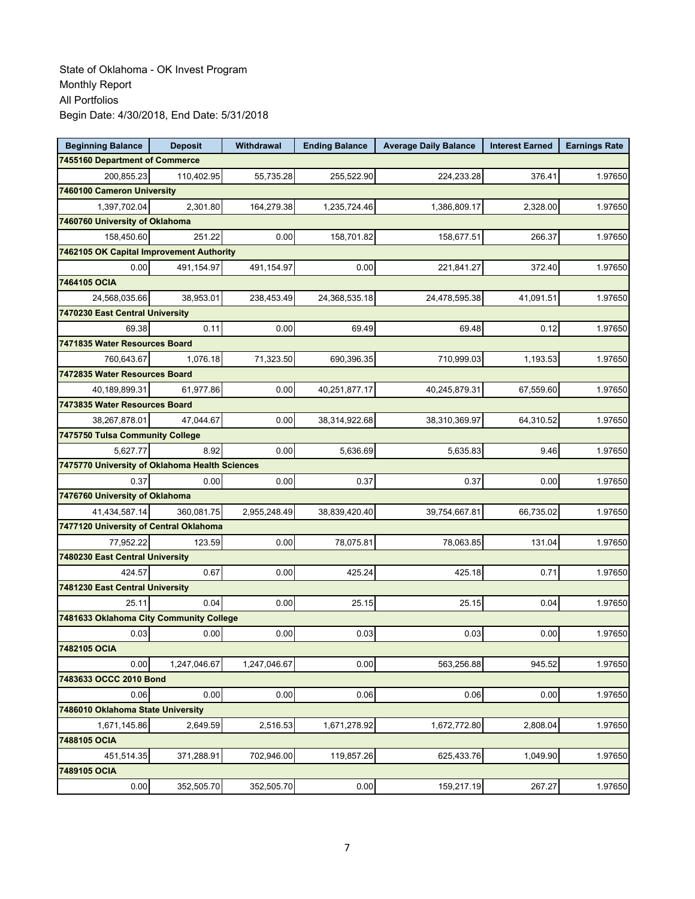State of Oklahoma - OK Invest Program
Monthly Report
All Portfolios
Begin Date: 4/30/2018, End Date: 5/31/2018

| Beginning Balance | Deposit | Withdrawal | Ending Balance | Average Daily Balance | Interest Earned | Earnings Rate |
|---|---|---|---|---|---|---|
| **7455160 Department of Commerce** | | | | | | |
| 200,855.23 | 110,402.95 | 55,735.28 | 255,522.90 | 224,233.28 | 376.41 | 1.97650 |
| **7460100 Cameron University** | | | | | | |
| 1,397,702.04 | 2,301.80 | 164,279.38 | 1,235,724.46 | 1,386,809.17 | 2,328.00 | 1.97650 |
| **7460760 University of Oklahoma** | | | | | | |
| 158,450.60 | 251.22 | 0.00 | 158,701.82 | 158,677.51 | 266.37 | 1.97650 |
| **7462105 OK Capital Improvement Authority** | | | | | | |
| 0.00 | 491,154.97 | 491,154.97 | 0.00 | 221,841.27 | 372.40 | 1.97650 |
| **7464105 OCIA** | | | | | | |
| 24,568,035.66 | 38,953.01 | 238,453.49 | 24,368,535.18 | 24,478,595.38 | 41,091.51 | 1.97650 |
| **7470230 East Central University** | | | | | | |
| 69.38 | 0.11 | 0.00 | 69.49 | 69.48 | 0.12 | 1.97650 |
| **7471835 Water Resources Board** | | | | | | |
| 760,643.67 | 1,076.18 | 71,323.50 | 690,396.35 | 710,999.03 | 1,193.53 | 1.97650 |
| **7472835 Water Resources Board** | | | | | | |
| 40,189,899.31 | 61,977.86 | 0.00 | 40,251,877.17 | 40,245,879.31 | 67,559.60 | 1.97650 |
| **7473835 Water Resources Board** | | | | | | |
| 38,267,878.01 | 47,044.67 | 0.00 | 38,314,922.68 | 38,310,369.97 | 64,310.52 | 1.97650 |
| **7475750 Tulsa Community College** | | | | | | |
| 5,627.77 | 8.92 | 0.00 | 5,636.69 | 5,635.83 | 9.46 | 1.97650 |
| **7475770 University of Oklahoma Health Sciences** | | | | | | |
| 0.37 | 0.00 | 0.00 | 0.37 | 0.37 | 0.00 | 1.97650 |
| **7476760 University of Oklahoma** | | | | | | |
| 41,434,587.14 | 360,081.75 | 2,955,248.49 | 38,839,420.40 | 39,754,667.81 | 66,735.02 | 1.97650 |
| **7477120 University of Central Oklahoma** | | | | | | |
| 77,952.22 | 123.59 | 0.00 | 78,075.81 | 78,063.85 | 131.04 | 1.97650 |
| **7480230 East Central University** | | | | | | |
| 424.57 | 0.67 | 0.00 | 425.24 | 425.18 | 0.71 | 1.97650 |
| **7481230 East Central University** | | | | | | |
| 25.11 | 0.04 | 0.00 | 25.15 | 25.15 | 0.04 | 1.97650 |
| **7481633 Oklahoma City Community College** | | | | | | |
| 0.03 | 0.00 | 0.00 | 0.03 | 0.03 | 0.00 | 1.97650 |
| **7482105 OCIA** | | | | | | |
| 0.00 | 1,247,046.67 | 1,247,046.67 | 0.00 | 563,256.88 | 945.52 | 1.97650 |
| **7483633 OCCC 2010 Bond** | | | | | | |
| 0.06 | 0.00 | 0.00 | 0.06 | 0.06 | 0.00 | 1.97650 |
| **7486010 Oklahoma State University** | | | | | | |
| 1,671,145.86 | 2,649.59 | 2,516.53 | 1,671,278.92 | 1,672,772.80 | 2,808.04 | 1.97650 |
| **7488105 OCIA** | | | | | | |
| 451,514.35 | 371,288.91 | 702,946.00 | 119,857.26 | 625,433.76 | 1,049.90 | 1.97650 |
| **7489105 OCIA** | | | | | | |
| 0.00 | 352,505.70 | 352,505.70 | 0.00 | 159,217.19 | 267.27 | 1.97650 |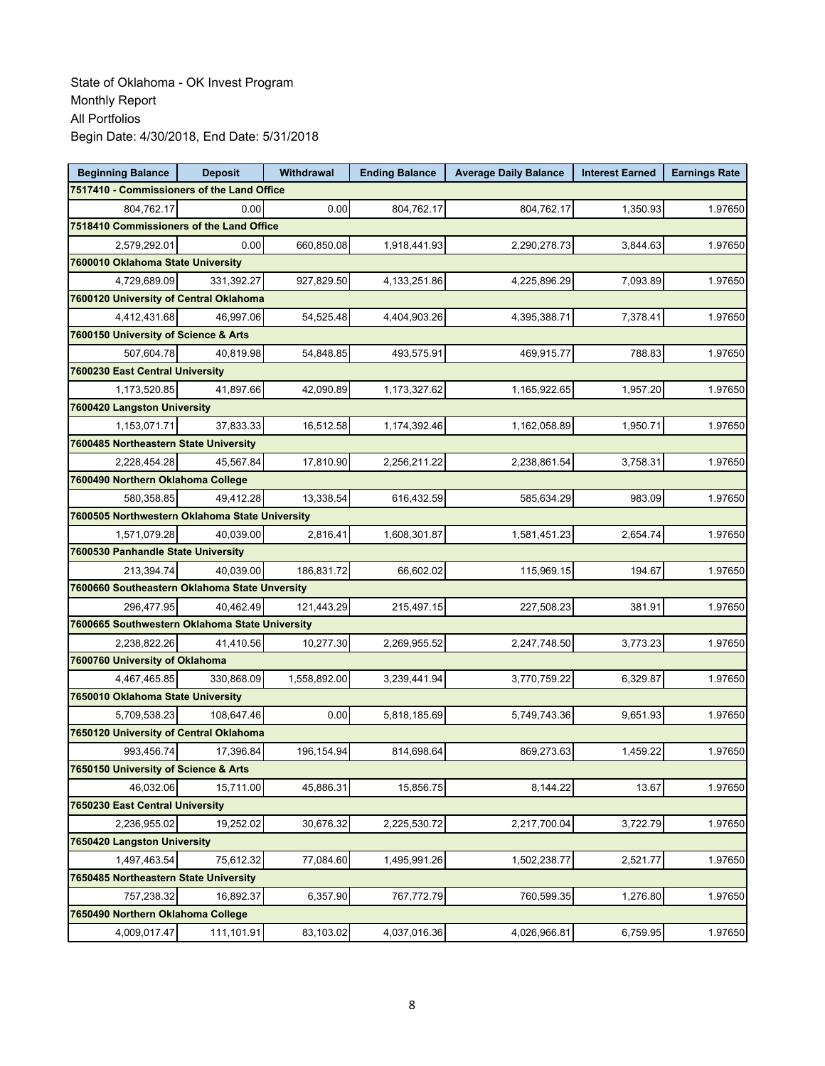State of Oklahoma - OK Invest Program
Monthly Report
All Portfolios
Begin Date: 4/30/2018, End Date: 5/31/2018

| Beginning Balance | Deposit | Withdrawal | Ending Balance | Average Daily Balance | Interest Earned | Earnings Rate |
|---|---|---|---|---|---|---|
| **7517410 - Commissioners of the Land Office** | | | | | | |
| 804,762.17 | 0.00 | 0.00 | 804,762.17 | 804,762.17 | 1,350.93 | 1.97650 |
| **7518410 Commissioners of the Land Office** | | | | | | |
| 2,579,292.01 | 0.00 | 660,850.08 | 1,918,441.93 | 2,290,278.73 | 3,844.63 | 1.97650 |
| **7600010 Oklahoma State University** | | | | | | |
| 4,729,689.09 | 331,392.27 | 927,829.50 | 4,133,251.86 | 4,225,896.29 | 7,093.89 | 1.97650 |
| **7600120 University of Central Oklahoma** | | | | | | |
| 4,412,431.68 | 46,997.06 | 54,525.48 | 4,404,903.26 | 4,395,388.71 | 7,378.41 | 1.97650 |
| **7600150 University of Science & Arts** | | | | | | |
| 507,604.78 | 40,819.98 | 54,848.85 | 493,575.91 | 469,915.77 | 788.83 | 1.97650 |
| **7600230 East Central University** | | | | | | |
| 1,173,520.85 | 41,897.66 | 42,090.89 | 1,173,327.62 | 1,165,922.65 | 1,957.20 | 1.97650 |
| **7600420 Langston University** | | | | | | |
| 1,153,071.71 | 37,833.33 | 16,512.58 | 1,174,392.46 | 1,162,058.89 | 1,950.71 | 1.97650 |
| **7600485 Northeastern State University** | | | | | | |
| 2,228,454.28 | 45,567.84 | 17,810.90 | 2,256,211.22 | 2,238,861.54 | 3,758.31 | 1.97650 |
| **7600490 Northern Oklahoma College** | | | | | | |
| 580,358.85 | 49,412.28 | 13,338.54 | 616,432.59 | 585,634.29 | 983.09 | 1.97650 |
| **7600505 Northwestern Oklahoma State University** | | | | | | |
| 1,571,079.28 | 40,039.00 | 2,816.41 | 1,608,301.87 | 1,581,451.23 | 2,654.74 | 1.97650 |
| **7600530 Panhandle State University** | | | | | | |
| 213,394.74 | 40,039.00 | 186,831.72 | 66,602.02 | 115,969.15 | 194.67 | 1.97650 |
| **7600660 Southeastern Oklahoma State Unversity** | | | | | | |
| 296,477.95 | 40,462.49 | 121,443.29 | 215,497.15 | 227,508.23 | 381.91 | 1.97650 |
| **7600665 Southwestern Oklahoma State University** | | | | | | |
| 2,238,822.26 | 41,410.56 | 10,277.30 | 2,269,955.52 | 2,247,748.50 | 3,773.23 | 1.97650 |
| **7600760 University of Oklahoma** | | | | | | |
| 4,467,465.85 | 330,868.09 | 1,558,892.00 | 3,239,441.94 | 3,770,759.22 | 6,329.87 | 1.97650 |
| **7650010 Oklahoma State University** | | | | | | |
| 5,709,538.23 | 108,647.46 | 0.00 | 5,818,185.69 | 5,749,743.36 | 9,651.93 | 1.97650 |
| **7650120 University of Central Oklahoma** | | | | | | |
| 993,456.74 | 17,396.84 | 196,154.94 | 814,698.64 | 869,273.63 | 1,459.22 | 1.97650 |
| **7650150 University of Science & Arts** | | | | | | |
| 46,032.06 | 15,711.00 | 45,886.31 | 15,856.75 | 8,144.22 | 13.67 | 1.97650 |
| **7650230 East Central University** | | | | | | |
| 2,236,955.02 | 19,252.02 | 30,676.32 | 2,225,530.72 | 2,217,700.04 | 3,722.79 | 1.97650 |
| **7650420 Langston University** | | | | | | |
| 1,497,463.54 | 75,612.32 | 77,084.60 | 1,495,991.26 | 1,502,238.77 | 2,521.77 | 1.97650 |
| **7650485 Northeastern State University** | | | | | | |
| 757,238.32 | 16,892.37 | 6,357.90 | 767,772.79 | 760,599.35 | 1,276.80 | 1.97650 |
| **7650490 Northern Oklahoma College** | | | | | | |
| 4,009,017.47 | 111,101.91 | 83,103.02 | 4,037,016.36 | 4,026,966.81 | 6,759.95 | 1.97650 |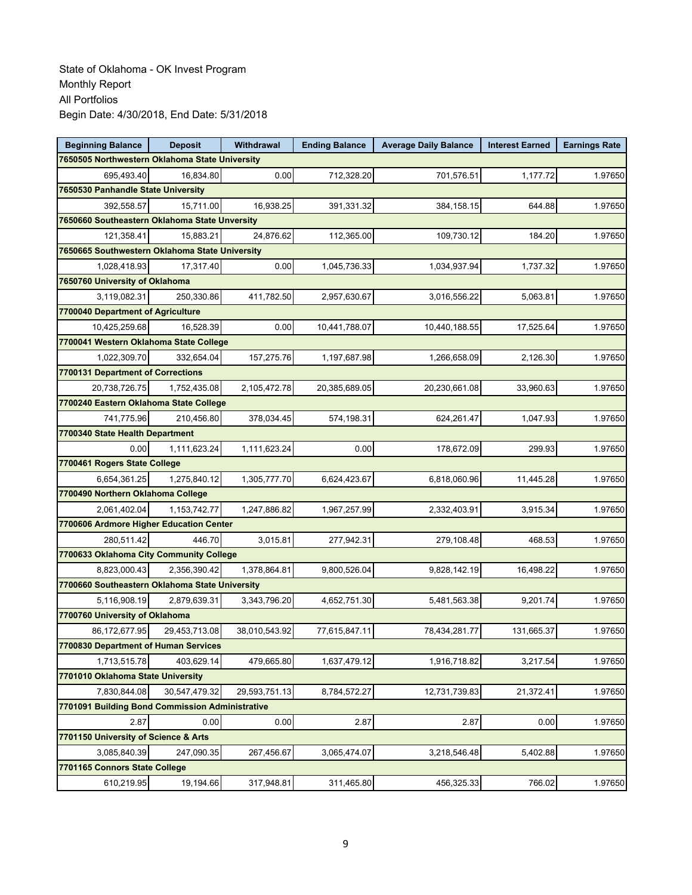State of Oklahoma - OK Invest Program
Monthly Report
All Portfolios
Begin Date: 4/30/2018, End Date: 5/31/2018

| Beginning Balance | Deposit | Withdrawal | Ending Balance | Average Daily Balance | Interest Earned | Earnings Rate |
|---|---|---|---|---|---|---|
| **7650505 Northwestern Oklahoma State University** | | | | | | |
| 695,493.40 | 16,834.80 | 0.00 | 712,328.20 | 701,576.51 | 1,177.72 | 1.97650 |
| **7650530 Panhandle State University** | | | | | | |
| 392,558.57 | 15,711.00 | 16,938.25 | 391,331.32 | 384,158.15 | 644.88 | 1.97650 |
| **7650660 Southeastern Oklahoma State Unversity** | | | | | | |
| 121,358.41 | 15,883.21 | 24,876.62 | 112,365.00 | 109,730.12 | 184.20 | 1.97650 |
| **7650665 Southwestern Oklahoma State University** | | | | | | |
| 1,028,418.93 | 17,317.40 | 0.00 | 1,045,736.33 | 1,034,937.94 | 1,737.32 | 1.97650 |
| **7650760 University of Oklahoma** | | | | | | |
| 3,119,082.31 | 250,330.86 | 411,782.50 | 2,957,630.67 | 3,016,556.22 | 5,063.81 | 1.97650 |
| **7700040 Department of Agriculture** | | | | | | |
| 10,425,259.68 | 16,528.39 | 0.00 | 10,441,788.07 | 10,440,188.55 | 17,525.64 | 1.97650 |
| **7700041 Western Oklahoma State College** | | | | | | |
| 1,022,309.70 | 332,654.04 | 157,275.76 | 1,197,687.98 | 1,266,658.09 | 2,126.30 | 1.97650 |
| **7700131 Department of Corrections** | | | | | | |
| 20,738,726.75 | 1,752,435.08 | 2,105,472.78 | 20,385,689.05 | 20,230,661.08 | 33,960.63 | 1.97650 |
| **7700240 Eastern Oklahoma State College** | | | | | | |
| 741,775.96 | 210,456.80 | 378,034.45 | 574,198.31 | 624,261.47 | 1,047.93 | 1.97650 |
| **7700340 State Health Department** | | | | | | |
| 0.00 | 1,111,623.24 | 1,111,623.24 | 0.00 | 178,672.09 | 299.93 | 1.97650 |
| **7700461 Rogers State College** | | | | | | |
| 6,654,361.25 | 1,275,840.12 | 1,305,777.70 | 6,624,423.67 | 6,818,060.96 | 11,445.28 | 1.97650 |
| **7700490 Northern Oklahoma College** | | | | | | |
| 2,061,402.04 | 1,153,742.77 | 1,247,886.82 | 1,967,257.99 | 2,332,403.91 | 3,915.34 | 1.97650 |
| **7700606 Ardmore Higher Education Center** | | | | | | |
| 280,511.42 | 446.70 | 3,015.81 | 277,942.31 | 279,108.48 | 468.53 | 1.97650 |
| **7700633 Oklahoma City Community College** | | | | | | |
| 8,823,000.43 | 2,356,390.42 | 1,378,864.81 | 9,800,526.04 | 9,828,142.19 | 16,498.22 | 1.97650 |
| **7700660 Southeastern Oklahoma State University** | | | | | | |
| 5,116,908.19 | 2,879,639.31 | 3,343,796.20 | 4,652,751.30 | 5,481,563.38 | 9,201.74 | 1.97650 |
| **7700760 University of Oklahoma** | | | | | | |
| 86,172,677.95 | 29,453,713.08 | 38,010,543.92 | 77,615,847.11 | 78,434,281.77 | 131,665.37 | 1.97650 |
| **7700830 Department of Human Services** | | | | | | |
| 1,713,515.78 | 403,629.14 | 479,665.80 | 1,637,479.12 | 1,916,718.82 | 3,217.54 | 1.97650 |
| **7701010 Oklahoma State University** | | | | | | |
| 7,830,844.08 | 30,547,479.32 | 29,593,751.13 | 8,784,572.27 | 12,731,739.83 | 21,372.41 | 1.97650 |
| **7701091 Building Bond Commission Administrative** | | | | | | |
| 2.87 | 0.00 | 0.00 | 2.87 | 2.87 | 0.00 | 1.97650 |
| **7701150 University of Science & Arts** | | | | | | |
| 3,085,840.39 | 247,090.35 | 267,456.67 | 3,065,474.07 | 3,218,546.48 | 5,402.88 | 1.97650 |
| **7701165 Connors State College** | | | | | | |
| 610,219.95 | 19,194.66 | 317,948.81 | 311,465.80 | 456,325.33 | 766.02 | 1.97650 |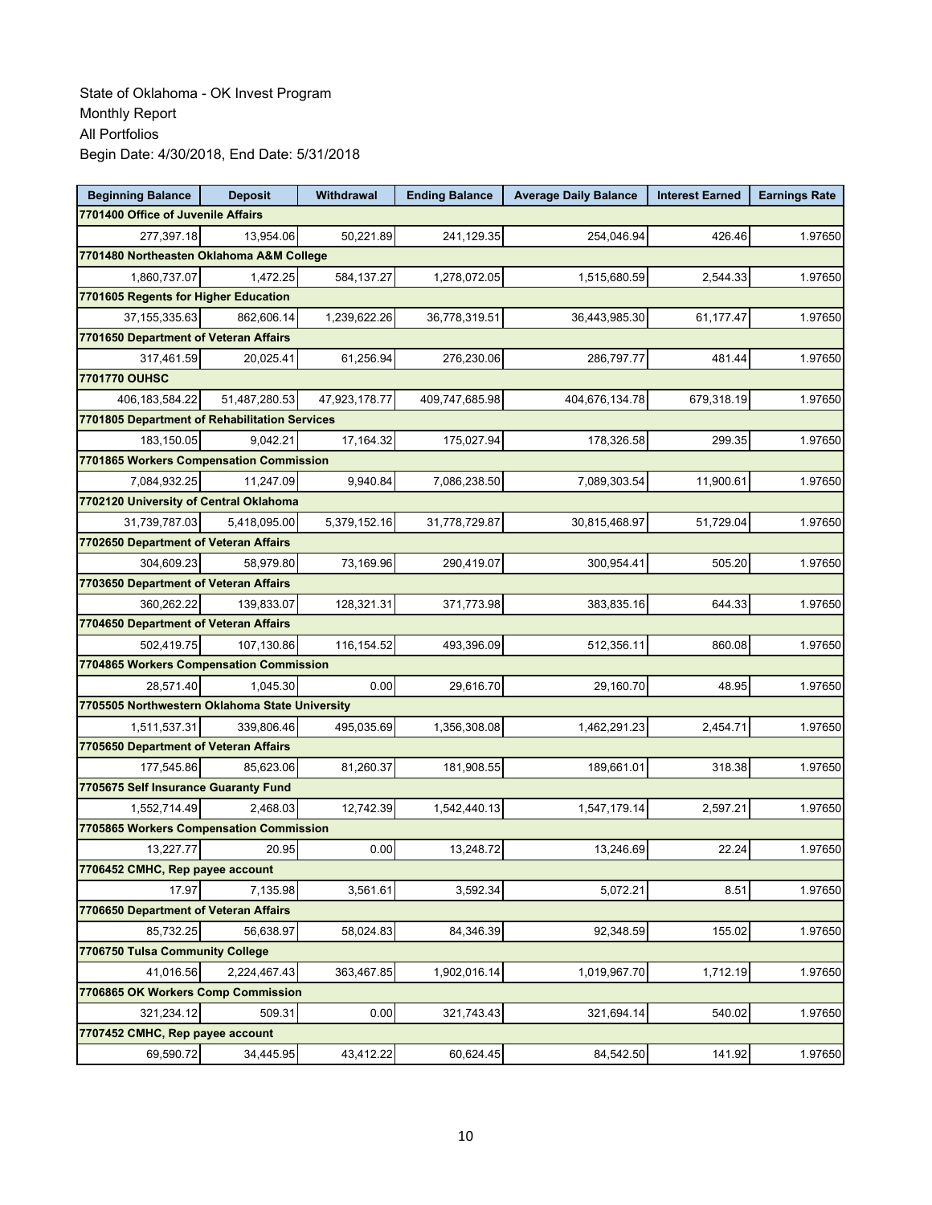State of Oklahoma - OK Invest Program
Monthly Report
All Portfolios
Begin Date: 4/30/2018, End Date: 5/31/2018

| Beginning Balance | Deposit | Withdrawal | Ending Balance | Average Daily Balance | Interest Earned | Earnings Rate |
|---|---|---|---|---|---|---|
| **7701400 Office of Juvenile Affairs** | | | | | | |
| 277,397.18 | 13,954.06 | 50,221.89 | 241,129.35 | 254,046.94 | 426.46 | 1.97650 |
| **7701480 Northeasten Oklahoma A&M College** | | | | | | |
| 1,860,737.07 | 1,472.25 | 584,137.27 | 1,278,072.05 | 1,515,680.59 | 2,544.33 | 1.97650 |
| **7701605 Regents for Higher Education** | | | | | | |
| 37,155,335.63 | 862,606.14 | 1,239,622.26 | 36,778,319.51 | 36,443,985.30 | 61,177.47 | 1.97650 |
| **7701650 Department of Veteran Affairs** | | | | | | |
| 317,461.59 | 20,025.41 | 61,256.94 | 276,230.06 | 286,797.77 | 481.44 | 1.97650 |
| **7701770 OUHSC** | | | | | | |
| 406,183,584.22 | 51,487,280.53 | 47,923,178.77 | 409,747,685.98 | 404,676,134.78 | 679,318.19 | 1.97650 |
| **7701805 Department of Rehabilitation Services** | | | | | | |
| 183,150.05 | 9,042.21 | 17,164.32 | 175,027.94 | 178,326.58 | 299.35 | 1.97650 |
| **7701865 Workers Compensation Commission** | | | | | | |
| 7,084,932.25 | 11,247.09 | 9,940.84 | 7,086,238.50 | 7,089,303.54 | 11,900.61 | 1.97650 |
| **7702120 University of Central Oklahoma** | | | | | | |
| 31,739,787.03 | 5,418,095.00 | 5,379,152.16 | 31,778,729.87 | 30,815,468.97 | 51,729.04 | 1.97650 |
| **7702650 Department of Veteran Affairs** | | | | | | |
| 304,609.23 | 58,979.80 | 73,169.96 | 290,419.07 | 300,954.41 | 505.20 | 1.97650 |
| **7703650 Department of Veteran Affairs** | | | | | | |
| 360,262.22 | 139,833.07 | 128,321.31 | 371,773.98 | 383,835.16 | 644.33 | 1.97650 |
| **7704650 Department of Veteran Affairs** | | | | | | |
| 502,419.75 | 107,130.86 | 116,154.52 | 493,396.09 | 512,356.11 | 860.08 | 1.97650 |
| **7704865 Workers Compensation Commission** | | | | | | |
| 28,571.40 | 1,045.30 | 0.00 | 29,616.70 | 29,160.70 | 48.95 | 1.97650 |
| **7705505 Northwestern Oklahoma State University** | | | | | | |
| 1,511,537.31 | 339,806.46 | 495,035.69 | 1,356,308.08 | 1,462,291.23 | 2,454.71 | 1.97650 |
| **7705650 Department of Veteran Affairs** | | | | | | |
| 177,545.86 | 85,623.06 | 81,260.37 | 181,908.55 | 189,661.01 | 318.38 | 1.97650 |
| **7705675 Self Insurance Guaranty Fund** | | | | | | |
| 1,552,714.49 | 2,468.03 | 12,742.39 | 1,542,440.13 | 1,547,179.14 | 2,597.21 | 1.97650 |
| **7705865 Workers Compensation Commission** | | | | | | |
| 13,227.77 | 20.95 | 0.00 | 13,248.72 | 13,246.69 | 22.24 | 1.97650 |
| **7706452 CMHC, Rep payee account** | | | | | | |
| 17.97 | 7,135.98 | 3,561.61 | 3,592.34 | 5,072.21 | 8.51 | 1.97650 |
| **7706650 Department of Veteran Affairs** | | | | | | |
| 85,732.25 | 56,638.97 | 58,024.83 | 84,346.39 | 92,348.59 | 155.02 | 1.97650 |
| **7706750 Tulsa Community College** | | | | | | |
| 41,016.56 | 2,224,467.43 | 363,467.85 | 1,902,016.14 | 1,019,967.70 | 1,712.19 | 1.97650 |
| **7706865 OK Workers Comp Commission** | | | | | | |
| 321,234.12 | 509.31 | 0.00 | 321,743.43 | 321,694.14 | 540.02 | 1.97650 |
| **7707452 CMHC, Rep payee account** | | | | | | |
| 69,590.72 | 34,445.95 | 43,412.22 | 60,624.45 | 84,542.50 | 141.92 | 1.97650 |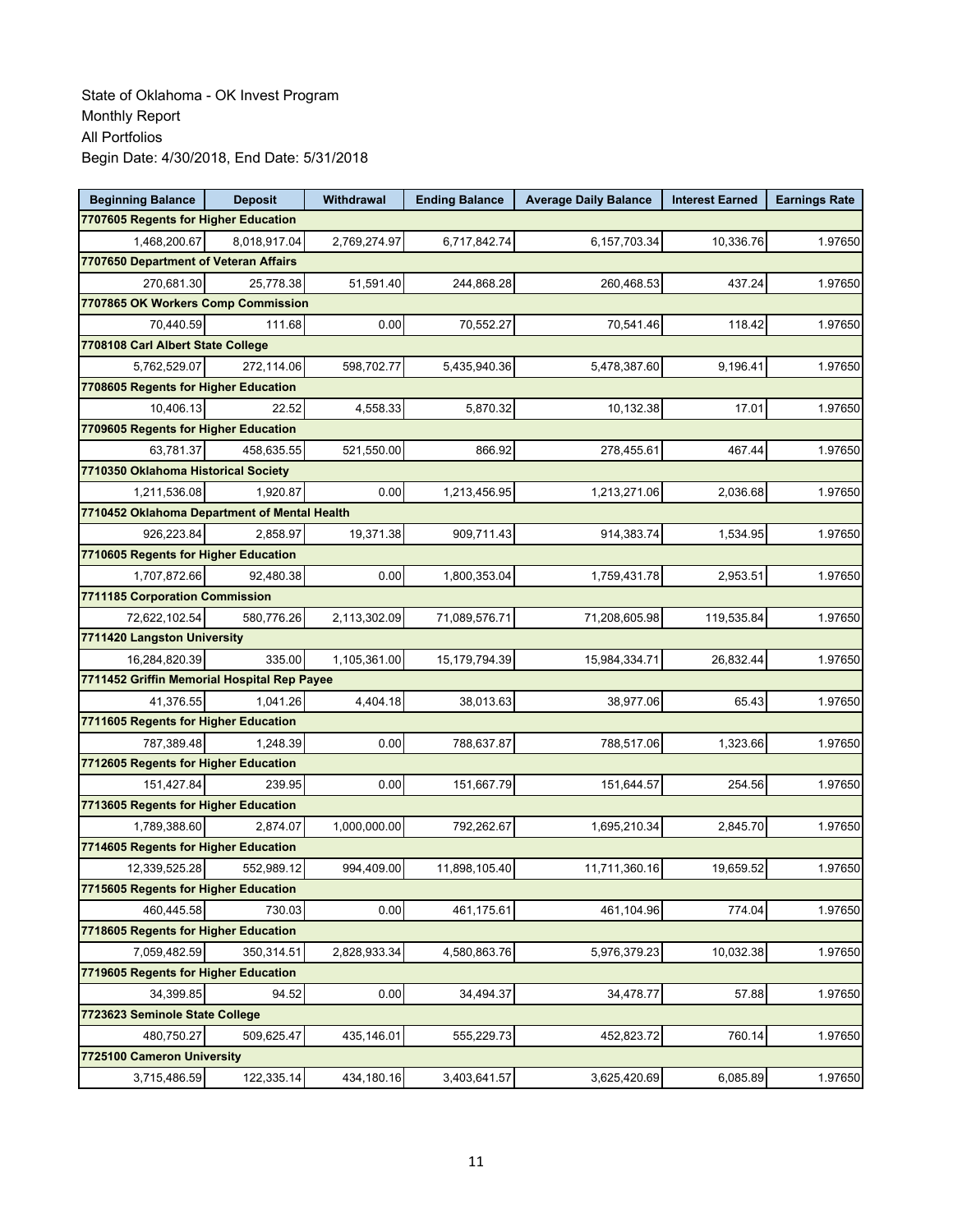State of Oklahoma - OK Invest Program
Monthly Report
All Portfolios
Begin Date: 4/30/2018, End Date: 5/31/2018

| Beginning Balance | Deposit | Withdrawal | Ending Balance | Average Daily Balance | Interest Earned | Earnings Rate |
|---|---|---|---|---|---|---|
| **7707605 Regents for Higher Education** | | | | | | |
| 1,468,200.67 | 8,018,917.04 | 2,769,274.97 | 6,717,842.74 | 6,157,703.34 | 10,336.76 | 1.97650 |
| **7707650 Department of Veteran Affairs** | | | | | | |
| 270,681.30 | 25,778.38 | 51,591.40 | 244,868.28 | 260,468.53 | 437.24 | 1.97650 |
| **7707865 OK Workers Comp Commission** | | | | | | |
| 70,440.59 | 111.68 | 0.00 | 70,552.27 | 70,541.46 | 118.42 | 1.97650 |
| **7708108 Carl Albert State College** | | | | | | |
| 5,762,529.07 | 272,114.06 | 598,702.77 | 5,435,940.36 | 5,478,387.60 | 9,196.41 | 1.97650 |
| **7708605 Regents for Higher Education** | | | | | | |
| 10,406.13 | 22.52 | 4,558.33 | 5,870.32 | 10,132.38 | 17.01 | 1.97650 |
| **7709605 Regents for Higher Education** | | | | | | |
| 63,781.37 | 458,635.55 | 521,550.00 | 866.92 | 278,455.61 | 467.44 | 1.97650 |
| **7710350 Oklahoma Historical Society** | | | | | | |
| 1,211,536.08 | 1,920.87 | 0.00 | 1,213,456.95 | 1,213,271.06 | 2,036.68 | 1.97650 |
| **7710452 Oklahoma Department of Mental Health** | | | | | | |
| 926,223.84 | 2,858.97 | 19,371.38 | 909,711.43 | 914,383.74 | 1,534.95 | 1.97650 |
| **7710605 Regents for Higher Education** | | | | | | |
| 1,707,872.66 | 92,480.38 | 0.00 | 1,800,353.04 | 1,759,431.78 | 2,953.51 | 1.97650 |
| **7711185 Corporation Commission** | | | | | | |
| 72,622,102.54 | 580,776.26 | 2,113,302.09 | 71,089,576.71 | 71,208,605.98 | 119,535.84 | 1.97650 |
| **7711420 Langston University** | | | | | | |
| 16,284,820.39 | 335.00 | 1,105,361.00 | 15,179,794.39 | 15,984,334.71 | 26,832.44 | 1.97650 |
| **7711452 Griffin Memorial Hospital Rep Payee** | | | | | | |
| 41,376.55 | 1,041.26 | 4,404.18 | 38,013.63 | 38,977.06 | 65.43 | 1.97650 |
| **7711605 Regents for Higher Education** | | | | | | |
| 787,389.48 | 1,248.39 | 0.00 | 788,637.87 | 788,517.06 | 1,323.66 | 1.97650 |
| **7712605 Regents for Higher Education** | | | | | | |
| 151,427.84 | 239.95 | 0.00 | 151,667.79 | 151,644.57 | 254.56 | 1.97650 |
| **7713605 Regents for Higher Education** | | | | | | |
| 1,789,388.60 | 2,874.07 | 1,000,000.00 | 792,262.67 | 1,695,210.34 | 2,845.70 | 1.97650 |
| **7714605 Regents for Higher Education** | | | | | | |
| 12,339,525.28 | 552,989.12 | 994,409.00 | 11,898,105.40 | 11,711,360.16 | 19,659.52 | 1.97650 |
| **7715605 Regents for Higher Education** | | | | | | |
| 460,445.58 | 730.03 | 0.00 | 461,175.61 | 461,104.96 | 774.04 | 1.97650 |
| **7718605 Regents for Higher Education** | | | | | | |
| 7,059,482.59 | 350,314.51 | 2,828,933.34 | 4,580,863.76 | 5,976,379.23 | 10,032.38 | 1.97650 |
| **7719605 Regents for Higher Education** | | | | | | |
| 34,399.85 | 94.52 | 0.00 | 34,494.37 | 34,478.77 | 57.88 | 1.97650 |
| **7723623 Seminole State College** | | | | | | |
| 480,750.27 | 509,625.47 | 435,146.01 | 555,229.73 | 452,823.72 | 760.14 | 1.97650 |
| **7725100 Cameron University** | | | | | | |
| 3,715,486.59 | 122,335.14 | 434,180.16 | 3,403,641.57 | 3,625,420.69 | 6,085.89 | 1.97650 |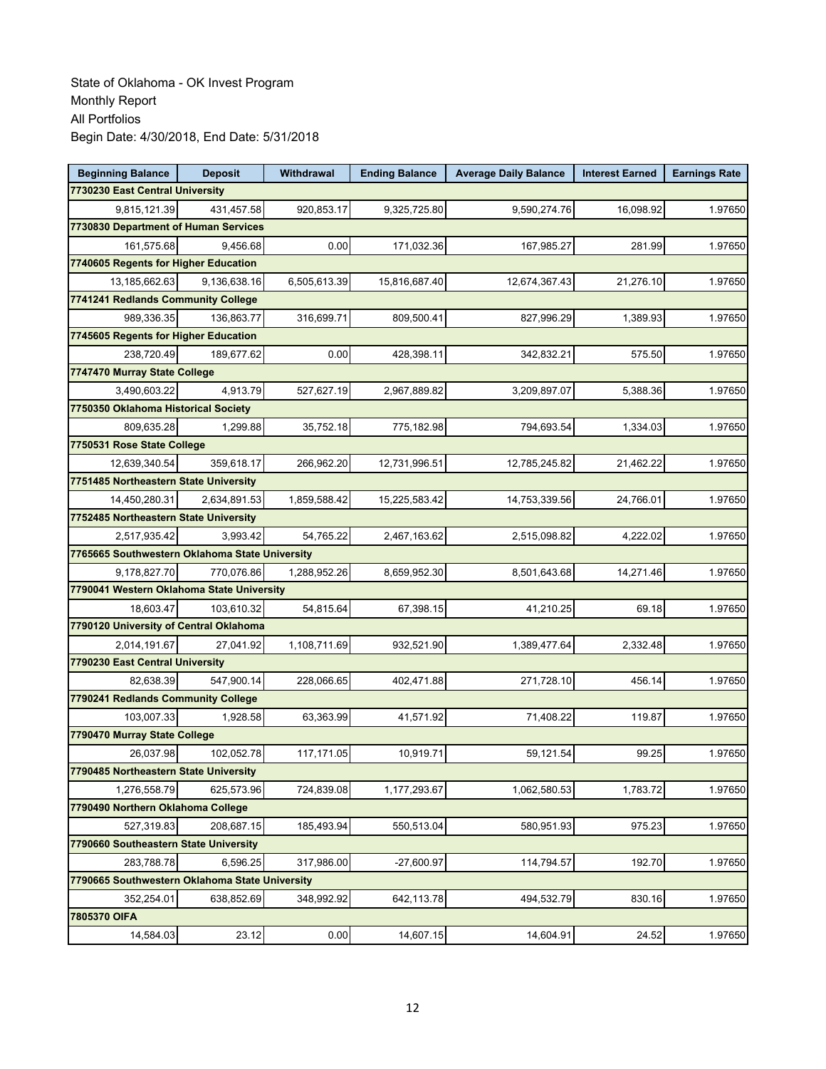State of Oklahoma - OK Invest Program
Monthly Report
All Portfolios
Begin Date: 4/30/2018, End Date: 5/31/2018

| Beginning Balance | Deposit | Withdrawal | Ending Balance | Average Daily Balance | Interest Earned | Earnings Rate |
|---|---|---|---|---|---|---|
| **7730230 East Central University** | | | | | | |
| 9,815,121.39 | 431,457.58 | 920,853.17 | 9,325,725.80 | 9,590,274.76 | 16,098.92 | 1.97650 |
| **7730830 Department of Human Services** | | | | | | |
| 161,575.68 | 9,456.68 | 0.00 | 171,032.36 | 167,985.27 | 281.99 | 1.97650 |
| **7740605 Regents for Higher Education** | | | | | | |
| 13,185,662.63 | 9,136,638.16 | 6,505,613.39 | 15,816,687.40 | 12,674,367.43 | 21,276.10 | 1.97650 |
| **7741241 Redlands Community College** | | | | | | |
| 989,336.35 | 136,863.77 | 316,699.71 | 809,500.41 | 827,996.29 | 1,389.93 | 1.97650 |
| **7745605 Regents for Higher Education** | | | | | | |
| 238,720.49 | 189,677.62 | 0.00 | 428,398.11 | 342,832.21 | 575.50 | 1.97650 |
| **7747470 Murray State College** | | | | | | |
| 3,490,603.22 | 4,913.79 | 527,627.19 | 2,967,889.82 | 3,209,897.07 | 5,388.36 | 1.97650 |
| **7750350 Oklahoma Historical Society** | | | | | | |
| 809,635.28 | 1,299.88 | 35,752.18 | 775,182.98 | 794,693.54 | 1,334.03 | 1.97650 |
| **7750531 Rose State College** | | | | | | |
| 12,639,340.54 | 359,618.17 | 266,962.20 | 12,731,996.51 | 12,785,245.82 | 21,462.22 | 1.97650 |
| **7751485 Northeastern State University** | | | | | | |
| 14,450,280.31 | 2,634,891.53 | 1,859,588.42 | 15,225,583.42 | 14,753,339.56 | 24,766.01 | 1.97650 |
| **7752485 Northeastern State University** | | | | | | |
| 2,517,935.42 | 3,993.42 | 54,765.22 | 2,467,163.62 | 2,515,098.82 | 4,222.02 | 1.97650 |
| **7765665 Southwestern Oklahoma State University** | | | | | | |
| 9,178,827.70 | 770,076.86 | 1,288,952.26 | 8,659,952.30 | 8,501,643.68 | 14,271.46 | 1.97650 |
| **7790041 Western Oklahoma State University** | | | | | | |
| 18,603.47 | 103,610.32 | 54,815.64 | 67,398.15 | 41,210.25 | 69.18 | 1.97650 |
| **7790120 University of Central Oklahoma** | | | | | | |
| 2,014,191.67 | 27,041.92 | 1,108,711.69 | 932,521.90 | 1,389,477.64 | 2,332.48 | 1.97650 |
| **7790230 East Central University** | | | | | | |
| 82,638.39 | 547,900.14 | 228,066.65 | 402,471.88 | 271,728.10 | 456.14 | 1.97650 |
| **7790241 Redlands Community College** | | | | | | |
| 103,007.33 | 1,928.58 | 63,363.99 | 41,571.92 | 71,408.22 | 119.87 | 1.97650 |
| **7790470 Murray State College** | | | | | | |
| 26,037.98 | 102,052.78 | 117,171.05 | 10,919.71 | 59,121.54 | 99.25 | 1.97650 |
| **7790485 Northeastern State University** | | | | | | |
| 1,276,558.79 | 625,573.96 | 724,839.08 | 1,177,293.67 | 1,062,580.53 | 1,783.72 | 1.97650 |
| **7790490 Northern Oklahoma College** | | | | | | |
| 527,319.83 | 208,687.15 | 185,493.94 | 550,513.04 | 580,951.93 | 975.23 | 1.97650 |
| **7790660 Southeastern State University** | | | | | | |
| 283,788.78 | 6,596.25 | 317,986.00 | -27,600.97 | 114,794.57 | 192.70 | 1.97650 |
| **7790665 Southwestern Oklahoma State University** | | | | | | |
| 352,254.01 | 638,852.69 | 348,992.92 | 642,113.78 | 494,532.79 | 830.16 | 1.97650 |
| **7805370 OIFA** | | | | | | |
| 14,584.03 | 23.12 | 0.00 | 14,607.15 | 14,604.91 | 24.52 | 1.97650 |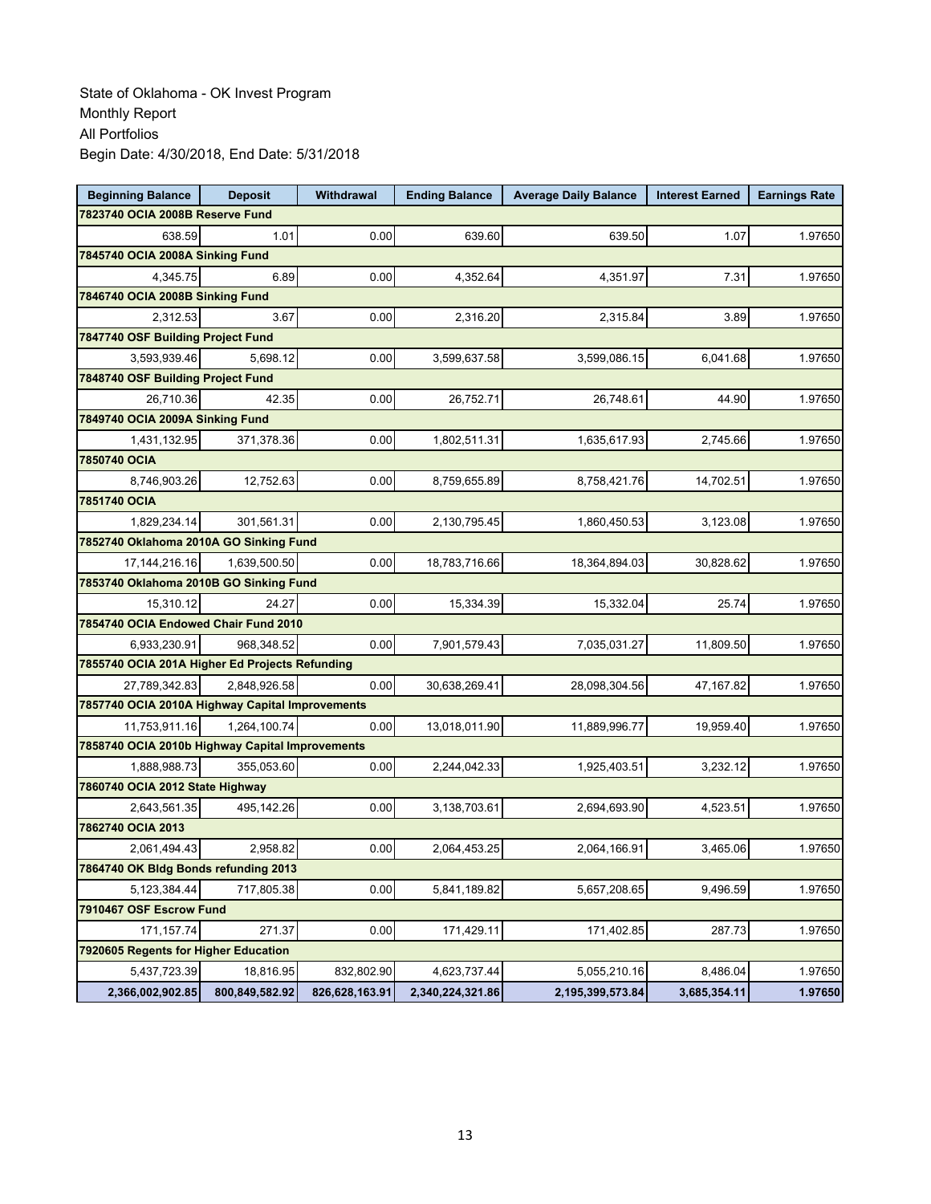State of Oklahoma - OK Invest Program
Monthly Report
All Portfolios
Begin Date: 4/30/2018, End Date: 5/31/2018

| Beginning Balance | Deposit | Withdrawal | Ending Balance | Average Daily Balance | Interest Earned | Earnings Rate |
|---|---|---|---|---|---|---|
| **7823740 OCIA 2008B Reserve Fund** | | | | | | |
| 638.59 | 1.01 | 0.00 | 639.60 | 639.50 | 1.07 | 1.97650 |
| **7845740 OCIA 2008A Sinking Fund** | | | | | | |
| 4,345.75 | 6.89 | 0.00 | 4,352.64 | 4,351.97 | 7.31 | 1.97650 |
| **7846740 OCIA 2008B Sinking Fund** | | | | | | |
| 2,312.53 | 3.67 | 0.00 | 2,316.20 | 2,315.84 | 3.89 | 1.97650 |
| **7847740 OSF Building Project Fund** | | | | | | |
| 3,593,939.46 | 5,698.12 | 0.00 | 3,599,637.58 | 3,599,086.15 | 6,041.68 | 1.97650 |
| **7848740 OSF Building Project Fund** | | | | | | |
| 26,710.36 | 42.35 | 0.00 | 26,752.71 | 26,748.61 | 44.90 | 1.97650 |
| **7849740 OCIA 2009A Sinking Fund** | | | | | | |
| 1,431,132.95 | 371,378.36 | 0.00 | 1,802,511.31 | 1,635,617.93 | 2,745.66 | 1.97650 |
| **7850740 OCIA** | | | | | | |
| 8,746,903.26 | 12,752.63 | 0.00 | 8,759,655.89 | 8,758,421.76 | 14,702.51 | 1.97650 |
| **7851740 OCIA** | | | | | | |
| 1,829,234.14 | 301,561.31 | 0.00 | 2,130,795.45 | 1,860,450.53 | 3,123.08 | 1.97650 |
| **7852740 Oklahoma 2010A GO Sinking Fund** | | | | | | |
| 17,144,216.16 | 1,639,500.50 | 0.00 | 18,783,716.66 | 18,364,894.03 | 30,828.62 | 1.97650 |
| **7853740 Oklahoma 2010B GO Sinking Fund** | | | | | | |
| 15,310.12 | 24.27 | 0.00 | 15,334.39 | 15,332.04 | 25.74 | 1.97650 |
| **7854740 OCIA Endowed Chair Fund 2010** | | | | | | |
| 6,933,230.91 | 968,348.52 | 0.00 | 7,901,579.43 | 7,035,031.27 | 11,809.50 | 1.97650 |
| **7855740 OCIA 201A Higher Ed Projects Refunding** | | | | | | |
| 27,789,342.83 | 2,848,926.58 | 0.00 | 30,638,269.41 | 28,098,304.56 | 47,167.82 | 1.97650 |
| **7857740 OCIA 2010A Highway Capital Improvements** | | | | | | |
| 11,753,911.16 | 1,264,100.74 | 0.00 | 13,018,011.90 | 11,889,996.77 | 19,959.40 | 1.97650 |
| **7858740 OCIA 2010b Highway Capital Improvements** | | | | | | |
| 1,888,988.73 | 355,053.60 | 0.00 | 2,244,042.33 | 1,925,403.51 | 3,232.12 | 1.97650 |
| **7860740 OCIA 2012 State Highway** | | | | | | |
| 2,643,561.35 | 495,142.26 | 0.00 | 3,138,703.61 | 2,694,693.90 | 4,523.51 | 1.97650 |
| **7862740 OCIA 2013** | | | | | | |
| 2,061,494.43 | 2,958.82 | 0.00 | 2,064,453.25 | 2,064,166.91 | 3,465.06 | 1.97650 |
| **7864740 OK Bldg Bonds refunding 2013** | | | | | | |
| 5,123,384.44 | 717,805.38 | 0.00 | 5,841,189.82 | 5,657,208.65 | 9,496.59 | 1.97650 |
| **7910467 OSF Escrow Fund** | | | | | | |
| 171,157.74 | 271.37 | 0.00 | 171,429.11 | 171,402.85 | 287.73 | 1.97650 |
| **7920605 Regents for Higher Education** | | | | | | |
| 5,437,723.39 | 18,816.95 | 832,802.90 | 4,623,737.44 | 5,055,210.16 | 8,486.04 | 1.97650 |
| **2,366,002,902.85** | **800,849,582.92** | **826,628,163.91** | **2,340,224,321.86** | **2,195,399,573.84** | **3,685,354.11** | **1.97650** |